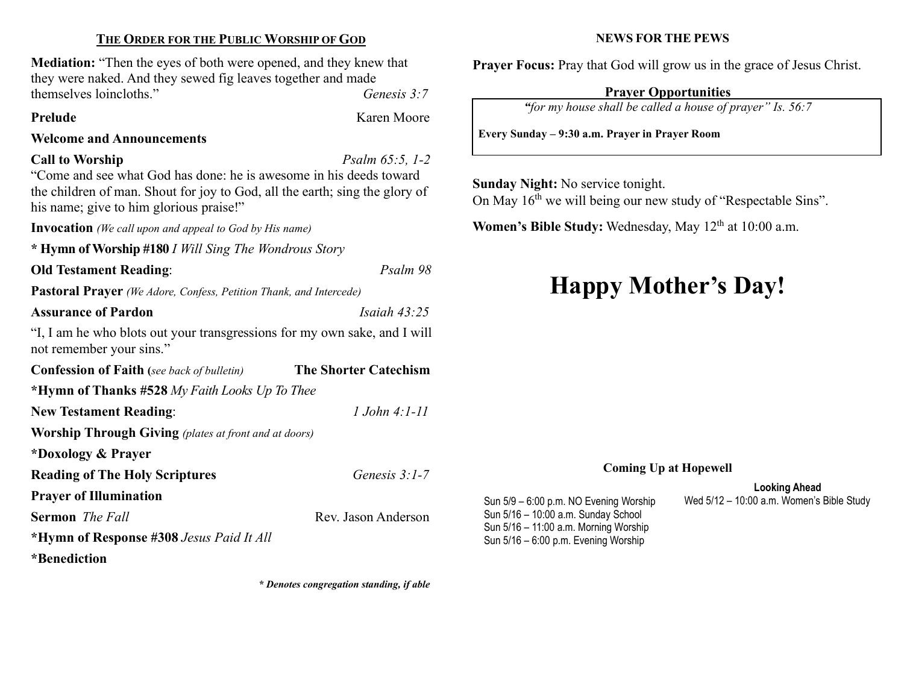## The Order for the Public Worship of God

**Mediation:** "Then the eyes of both were opened, and they knew that they were naked. And they sewed fig leaves together and made themselves loincloths." *Genesis 3:7*

**Prelude** — Karen Moore

**Welcome and Announcements**

**Call to Worship** — *Psalm 65:5, 1-2*

"Come and see what God has done: he is awesome in his deeds toward the children of man. Shout for joy to God, all the earth; sing the glory of his name; give to him glorious praise!"

**Invocation** *(We call upon and appeal to God by His name)*

**\* Hymn of Worship #180** *I Will Sing The Wondrous Story*

**Old Testament Reading**: *Psalm 98*

**Pastoral Prayer** *(We Adore, Confess, Petition Thank, and Intercede)*

**Assurance of Pardon** — *Isaiah 43:25*

"I, I am he who blots out your transgressions for my own sake, and I will not remember your sins."

**Confession of Faith (***see back of bulletin***)** — **The Shorter Catechism**

**\*Hymn of Thanks #528** *My Faith Looks Up To Thee*

**New Testament Reading**: *1 John 4:1-11*

**Worship Through Giving** *(plates at front and at doors)*

**\*Doxology & Prayer**

**Reading of The Holy Scriptures** — *Genesis 3:1-7*

**Prayer of Illumination**

**Sermon** *The Fall* — Rev. Jason Anderson

**\*Hymn of Response #308** *Jesus Paid It All*

**\*Benediction**

***\* Denotes congregation standing, if able***

## NEWS FOR THE PEWS

**Prayer Focus:** Pray that God will grow us in the grace of Jesus Christ.

### Prayer Opportunities

*"for my house shall be called a house of prayer" Is. 56:7*

**Every Sunday – 9:30 a.m. Prayer in Prayer Room**

**Sunday Night:** No service tonight.
On May 16th we will being our new study of "Respectable Sins".

**Women's Bible Study:** Wednesday, May 12th at 10:00 a.m.

# Happy Mother's Day!

**Coming Up at Hopewell**

Sun 5/9 – 6:00 p.m. NO Evening Worship
Sun 5/16 – 10:00 a.m. Sunday School
Sun 5/16 – 11:00 a.m. Morning Worship
Sun 5/16 – 6:00 p.m. Evening Worship

**Looking Ahead**

Wed 5/12 – 10:00 a.m. Women's Bible Study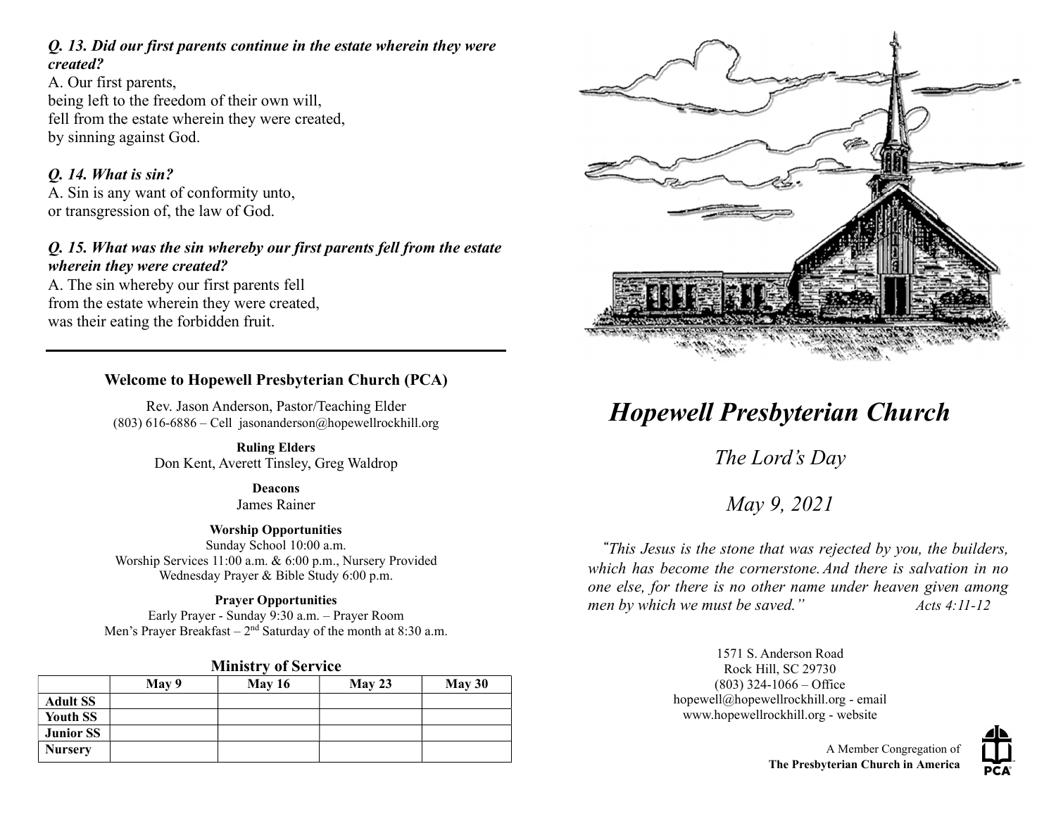***Q. 13. Did our first parents continue in the estate wherein they were created?***

A. Our first parents,
being left to the freedom of their own will,
fell from the estate wherein they were created,
by sinning against God.

***Q. 14. What is sin?***

A. Sin is any want of conformity unto,
or transgression of, the law of God.

***Q. 15. What was the sin whereby our first parents fell from the estate wherein they were created?***

A. The sin whereby our first parents fell
from the estate wherein they were created,
was their eating the forbidden fruit.

---

**Welcome to Hopewell Presbyterian Church (PCA)**

Rev. Jason Anderson, Pastor/Teaching Elder
(803) 616-6886 – Cell jasonanderson@hopewellrockhill.org

**Ruling Elders**
Don Kent, Averett Tinsley, Greg Waldrop

**Deacons**
James Rainer

**Worship Opportunities**
Sunday School 10:00 a.m.
Worship Services 11:00 a.m. & 6:00 p.m., Nursery Provided
Wednesday Prayer & Bible Study 6:00 p.m.

**Prayer Opportunities**
Early Prayer - Sunday 9:30 a.m. – Prayer Room
Men's Prayer Breakfast – 2nd Saturday of the month at 8:30 a.m.

**Ministry of Service**

| | May 9 | May 16 | May 23 | May 30 |
|---|---|---|---|---|
| **Adult SS** | | | | |
| **Youth SS** | | | | |
| **Junior SS** | | | | |
| **Nursery** | | | | |

# *Hopewell Presbyterian Church*

*The Lord's Day*

*May 9, 2021*

*"This Jesus is the stone that was rejected by you, the builders, which has become the cornerstone. And there is salvation in no one else, for there is no other name under heaven given among men by which we must be saved."* *Acts 4:11-12*

1571 S. Anderson Road
Rock Hill, SC 29730
(803) 324-1066 – Office
hopewell@hopewellrockhill.org - email
www.hopewellrockhill.org - website

A Member Congregation of
**The Presbyterian Church in America**